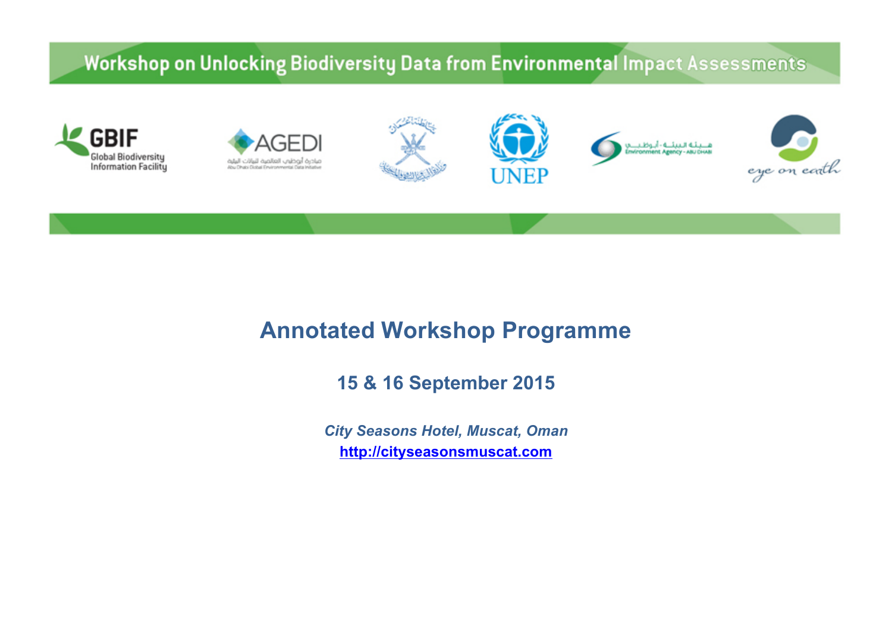Workshop on Unlocking Biodiversity Data from Environmental Impact Assessments

GBIF Global Biodiversity Information Facility

AGEDI

UNEP

Environment Agency - ABU DHABI

eye on earth

# Annotated Workshop Programme

## 15 & 16 September 2015

*City Seasons Hotel, Muscat, Oman*

http://cityseasonsmuscat.com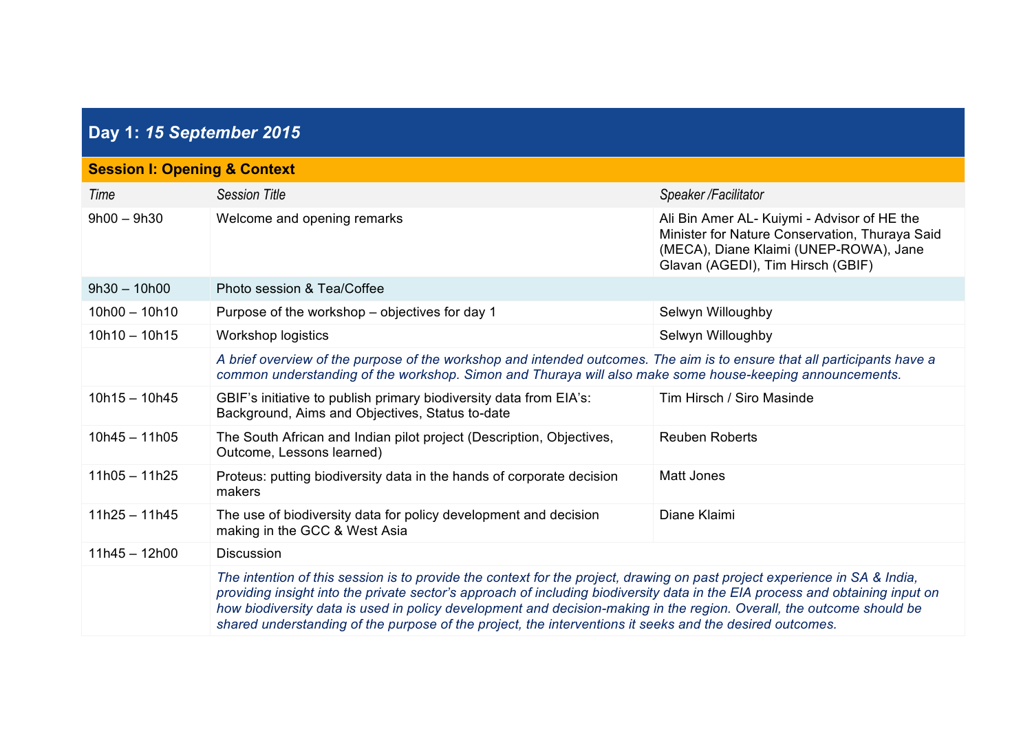## Day 1: *15 September 2015*

### Session I: Opening & Context

| *Time* | *Session Title* | *Speaker /Facilitator* |
|---|---|---|
| 9h00 – 9h30 | Welcome and opening remarks | Ali Bin Amer AL- Kuiymi - Advisor of HE the Minister for Nature Conservation, Thuraya Said (MECA), Diane Klaimi (UNEP-ROWA), Jane Glavan (AGEDI), Tim Hirsch (GBIF) |
| 9h30 – 10h00 | Photo session & Tea/Coffee | |
| 10h00 – 10h10 | Purpose of the workshop – objectives for day 1 | Selwyn Willoughby |
| 10h10 – 10h15 | Workshop logistics | Selwyn Willoughby |
| | *A brief overview of the purpose of the workshop and intended outcomes. The aim is to ensure that all participants have a common understanding of the workshop. Simon and Thuraya will also make some house-keeping announcements.* | |
| 10h15 – 10h45 | GBIF's initiative to publish primary biodiversity data from EIA's: Background, Aims and Objectives, Status to-date | Tim Hirsch / Siro Masinde |
| 10h45 – 11h05 | The South African and Indian pilot project (Description, Objectives, Outcome, Lessons learned) | Reuben Roberts |
| 11h05 – 11h25 | Proteus: putting biodiversity data in the hands of corporate decision makers | Matt Jones |
| 11h25 – 11h45 | The use of biodiversity data for policy development and decision making in the GCC & West Asia | Diane Klaimi |
| 11h45 – 12h00 | Discussion | |
| | *The intention of this session is to provide the context for the project, drawing on past project experience in SA & India, providing insight into the private sector's approach of including biodiversity data in the EIA process and obtaining input on how biodiversity data is used in policy development and decision-making in the region. Overall, the outcome should be shared understanding of the purpose of the project, the interventions it seeks and the desired outcomes.* | |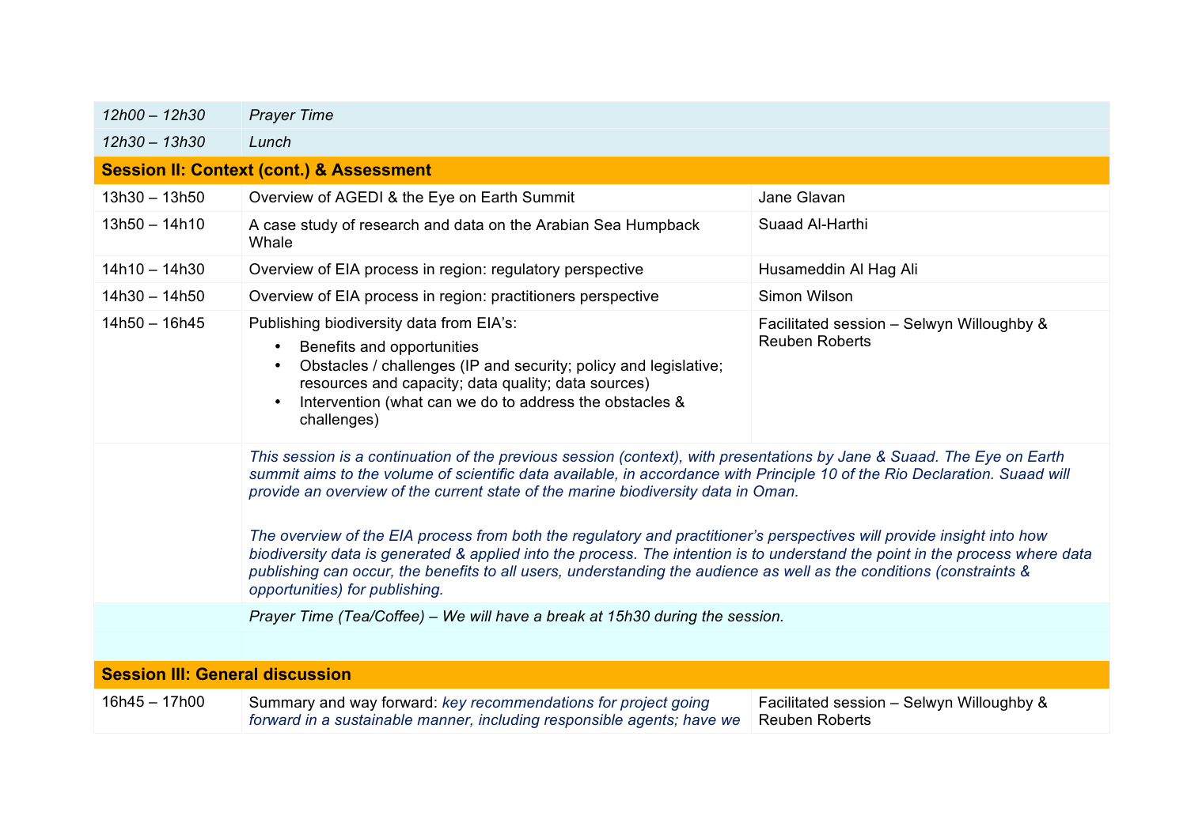| | | |
|---|---|---|
| *12h00 – 12h30* | *Prayer Time* | |
| *12h30 – 13h30* | *Lunch* | |
| **Session II: Context (cont.) & Assessment** | | |
| 13h30 – 13h50 | Overview of AGEDI & the Eye on Earth Summit | Jane Glavan |
| 13h50 – 14h10 | A case study of research and data on the Arabian Sea Humpback Whale | Suaad Al-Harthi |
| 14h10 – 14h30 | Overview of EIA process in region: regulatory perspective | Husameddin Al Hag Ali |
| 14h30 – 14h50 | Overview of EIA process in region: practitioners perspective | Simon Wilson |
| 14h50 – 16h45 | Publishing biodiversity data from EIA's:<br>• Benefits and opportunities<br>• Obstacles / challenges (IP and security; policy and legislative; resources and capacity; data quality; data sources)<br>• Intervention (what can we do to address the obstacles & challenges) | Facilitated session – Selwyn Willoughby & Reuben Roberts |
| | *This session is a continuation of the previous session (context), with presentations by Jane & Suaad. The Eye on Earth summit aims to the volume of scientific data available, in accordance with Principle 10 of the Rio Declaration. Suaad will provide an overview of the current state of the marine biodiversity data in Oman.*<br><br>*The overview of the EIA process from both the regulatory and practitioner's perspectives will provide insight into how biodiversity data is generated & applied into the process. The intention is to understand the point in the process where data publishing can occur, the benefits to all users, understanding the audience as well as the conditions (constraints & opportunities) for publishing.* | |
| | *Prayer Time (Tea/Coffee) – We will have a break at 15h30 during the session.* | |
| **Session III: General discussion** | | |
| 16h45 – 17h00 | Summary and way forward: *key recommendations for project going forward in a sustainable manner, including responsible agents; have we* | Facilitated session – Selwyn Willoughby & Reuben Roberts |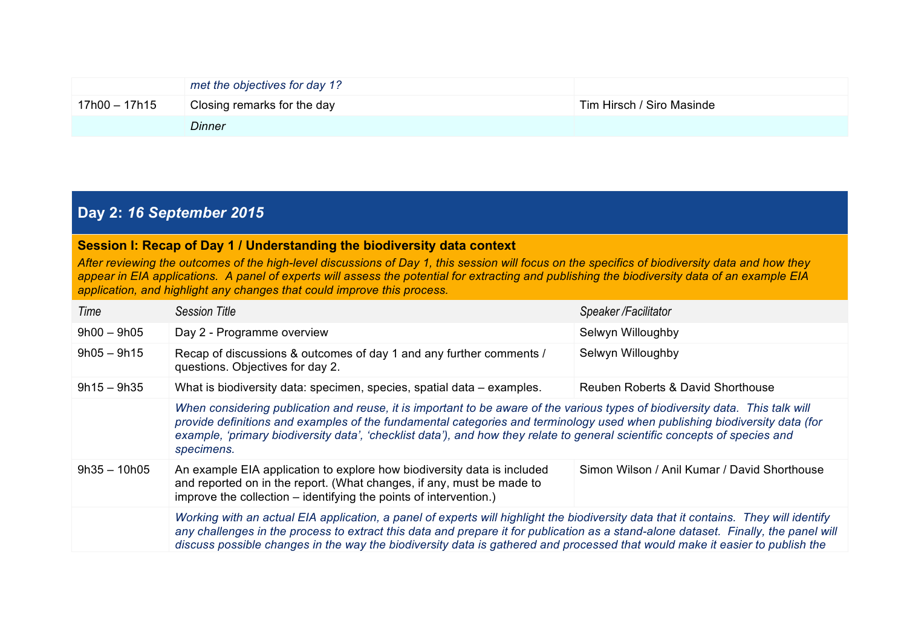| | | |
|---|---|---|
| | *met the objectives for day 1?* | |
| 17h00 – 17h15 | Closing remarks for the day | Tim Hirsch / Siro Masinde |
| | *Dinner* | |

## Day 2: *16 September 2015*

### Session I: Recap of Day 1 / Understanding the biodiversity data context

*After reviewing the outcomes of the high-level discussions of Day 1, this session will focus on the specifics of biodiversity data and how they appear in EIA applications. A panel of experts will assess the potential for extracting and publishing the biodiversity data of an example EIA application, and highlight any changes that could improve this process.*

| *Time* | *Session Title* | *Speaker /Facilitator* |
|---|---|---|
| 9h00 – 9h05 | Day 2 - Programme overview | Selwyn Willoughby |
| 9h05 – 9h15 | Recap of discussions & outcomes of day 1 and any further comments / questions. Objectives for day 2. | Selwyn Willoughby |
| 9h15 – 9h35 | What is biodiversity data: specimen, species, spatial data – examples. | Reuben Roberts & David Shorthouse |
| | *When considering publication and reuse, it is important to be aware of the various types of biodiversity data. This talk will provide definitions and examples of the fundamental categories and terminology used when publishing biodiversity data (for example, 'primary biodiversity data', 'checklist data'), and how they relate to general scientific concepts of species and specimens.* | |
| 9h35 – 10h05 | An example EIA application to explore how biodiversity data is included and reported on in the report. (What changes, if any, must be made to improve the collection – identifying the points of intervention.) | Simon Wilson / Anil Kumar / David Shorthouse |
| | *Working with an actual EIA application, a panel of experts will highlight the biodiversity data that it contains. They will identify any challenges in the process to extract this data and prepare it for publication as a stand-alone dataset. Finally, the panel will discuss possible changes in the way the biodiversity data is gathered and processed that would make it easier to publish the* | |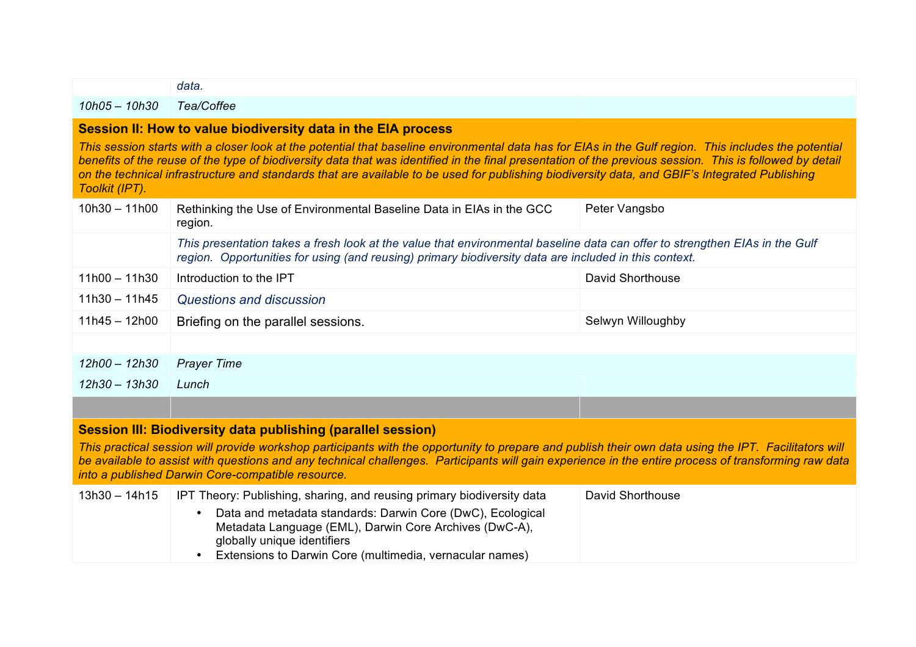| | | |
|---|---|---|
| | *data.* | |
| *10h05 – 10h30* | *Tea/Coffee* | |
| **Session II: How to value biodiversity data in the EIA process** *This session starts with a closer look at the potential that baseline environmental data has for EIAs in the Gulf region. This includes the potential benefits of the reuse of the type of biodiversity data that was identified in the final presentation of the previous session. This is followed by detail on the technical infrastructure and standards that are available to be used for publishing biodiversity data, and GBIF's Integrated Publishing Toolkit (IPT).* | | |
| 10h30 – 11h00 | Rethinking the Use of Environmental Baseline Data in EIAs in the GCC region. | Peter Vangsbo |
| | *This presentation takes a fresh look at the value that environmental baseline data can offer to strengthen EIAs in the Gulf region. Opportunities for using (and reusing) primary biodiversity data are included in this context.* | |
| 11h00 – 11h30 | Introduction to the IPT | David Shorthouse |
| 11h30 – 11h45 | *Questions and discussion* | |
| 11h45 – 12h00 | Briefing on the parallel sessions. | Selwyn Willoughby |
| | | |
| *12h00 – 12h30* | *Prayer Time* | |
| *12h30 – 13h30* | *Lunch* | |
| | | |
| **Session III: Biodiversity data publishing (parallel session)** *This practical session will provide workshop participants with the opportunity to prepare and publish their own data using the IPT. Facilitators will be available to assist with questions and any technical challenges. Participants will gain experience in the entire process of transforming raw data into a published Darwin Core-compatible resource.* | | |
| 13h30 – 14h15 | IPT Theory: Publishing, sharing, and reusing primary biodiversity data<br>• Data and metadata standards: Darwin Core (DwC), Ecological Metadata Language (EML), Darwin Core Archives (DwC-A), globally unique identifiers<br>• Extensions to Darwin Core (multimedia, vernacular names) | David Shorthouse |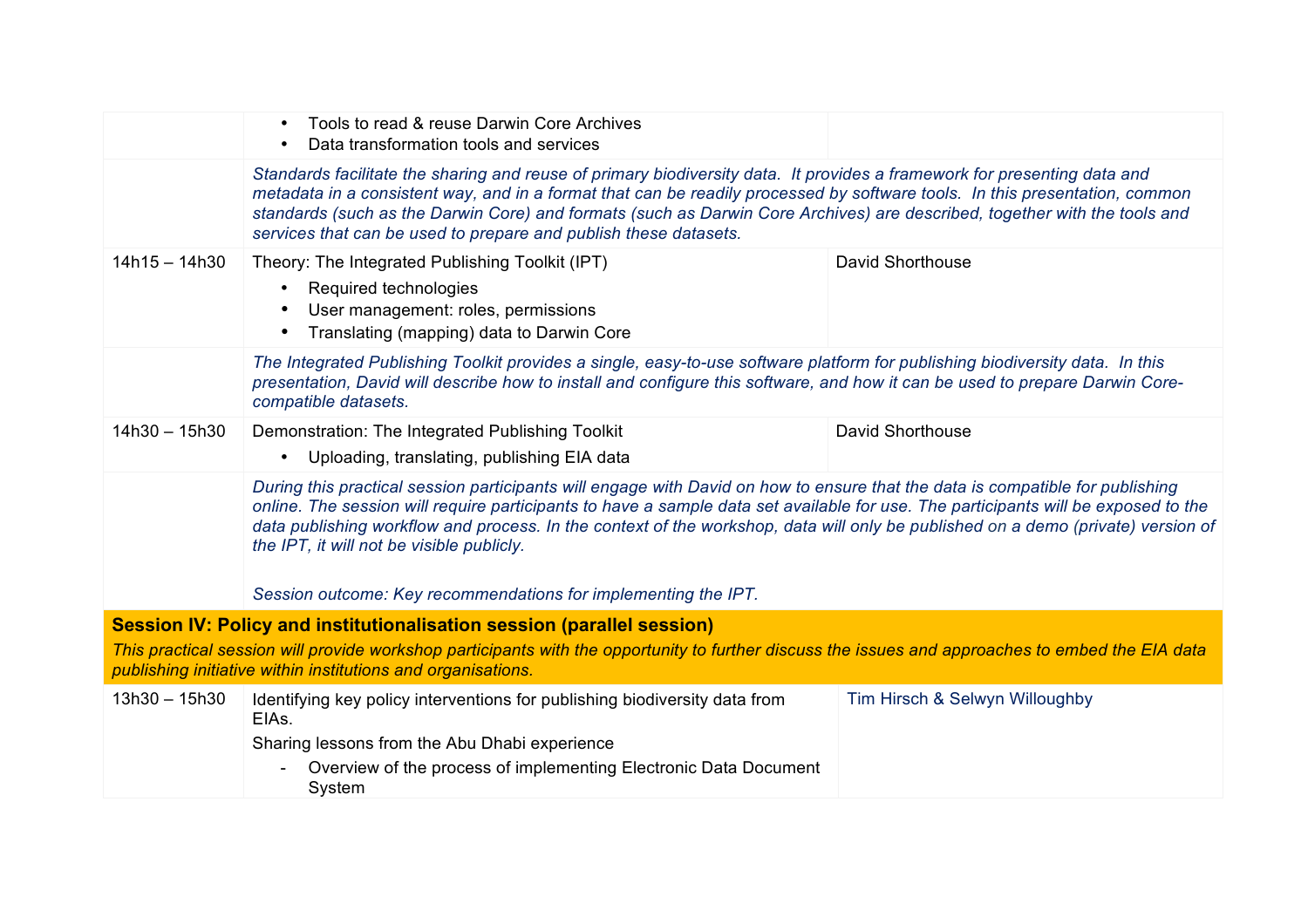| | | |
|---|---|---|
| | • Tools to read & reuse Darwin Core Archives<br>• Data transformation tools and services | |
| | *Standards facilitate the sharing and reuse of primary biodiversity data. It provides a framework for presenting data and metadata in a consistent way, and in a format that can be readily processed by software tools. In this presentation, common standards (such as the Darwin Core) and formats (such as Darwin Core Archives) are described, together with the tools and services that can be used to prepare and publish these datasets.* | |
| 14h15 – 14h30 | Theory: The Integrated Publishing Toolkit (IPT)<br>• Required technologies<br>• User management: roles, permissions<br>• Translating (mapping) data to Darwin Core | David Shorthouse |
| | *The Integrated Publishing Toolkit provides a single, easy-to-use software platform for publishing biodiversity data. In this presentation, David will describe how to install and configure this software, and how it can be used to prepare Darwin Core-compatible datasets.* | |
| 14h30 – 15h30 | Demonstration: The Integrated Publishing Toolkit<br>• Uploading, translating, publishing EIA data | David Shorthouse |
| | *During this practical session participants will engage with David on how to ensure that the data is compatible for publishing online. The session will require participants to have a sample data set available for use. The participants will be exposed to the data publishing workflow and process. In the context of the workshop, data will only be published on a demo (private) version of the IPT, it will not be visible publicly.*<br><br>*Session outcome: Key recommendations for implementing the IPT.* | |
| **Session IV: Policy and institutionalisation session (parallel session)**<br>*This practical session will provide workshop participants with the opportunity to further discuss the issues and approaches to embed the EIA data publishing initiative within institutions and organisations.* | | |
| 13h30 – 15h30 | Identifying key policy interventions for publishing biodiversity data from EIAs.<br>Sharing lessons from the Abu Dhabi experience<br>- Overview of the process of implementing Electronic Data Document System | Tim Hirsch & Selwyn Willoughby |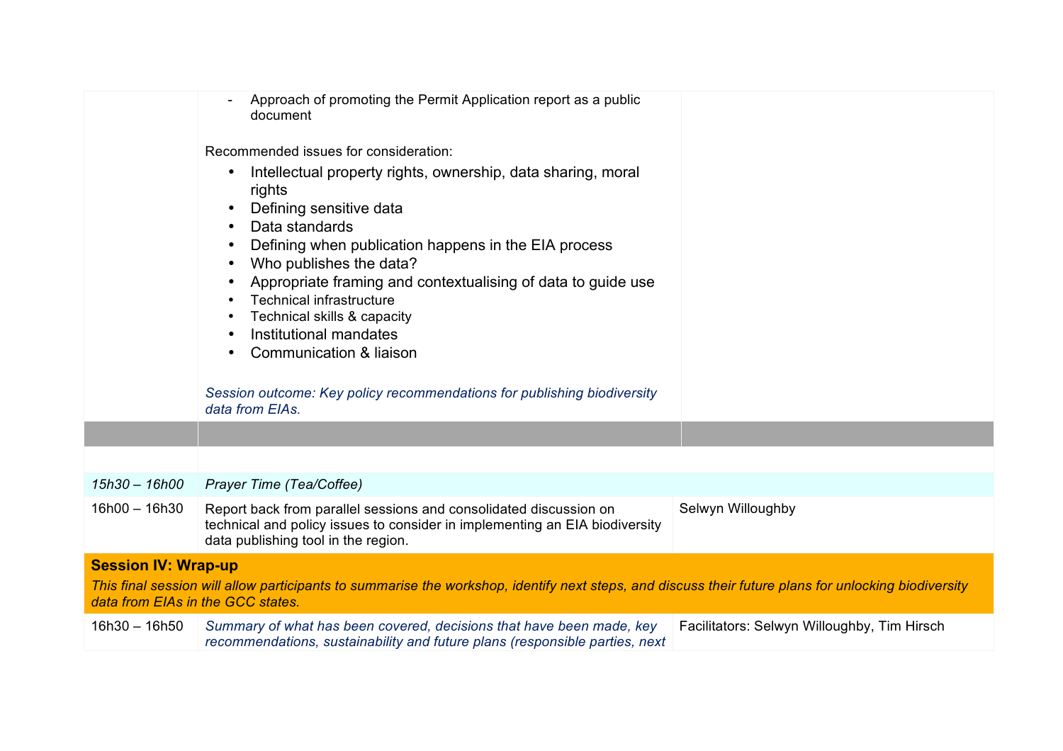| | | |
|---|---|---|
| | - Approach of promoting the Permit Application report as a public document<br><br>Recommended issues for consideration:<br>• Intellectual property rights, ownership, data sharing, moral rights<br>• Defining sensitive data<br>• Data standards<br>• Defining when publication happens in the EIA process<br>• Who publishes the data?<br>• Appropriate framing and contextualising of data to guide use<br>• Technical infrastructure<br>• Technical skills & capacity<br>• Institutional mandates<br>• Communication & liaison<br><br>*Session outcome: Key policy recommendations for publishing biodiversity data from EIAs.* | |
| | | |
| | | |
| *15h30 – 16h00* | *Prayer Time (Tea/Coffee)* | |
| 16h00 – 16h30 | Report back from parallel sessions and consolidated discussion on technical and policy issues to consider in implementing an EIA biodiversity data publishing tool in the region. | Selwyn Willoughby |
| **Session IV: Wrap-up**<br>*This final session will allow participants to summarise the workshop, identify next steps, and discuss their future plans for unlocking biodiversity data from EIAs in the GCC states.* | | |
| 16h30 – 16h50 | *Summary of what has been covered, decisions that have been made, key recommendations, sustainability and future plans (responsible parties, next* | Facilitators: Selwyn Willoughby, Tim Hirsch |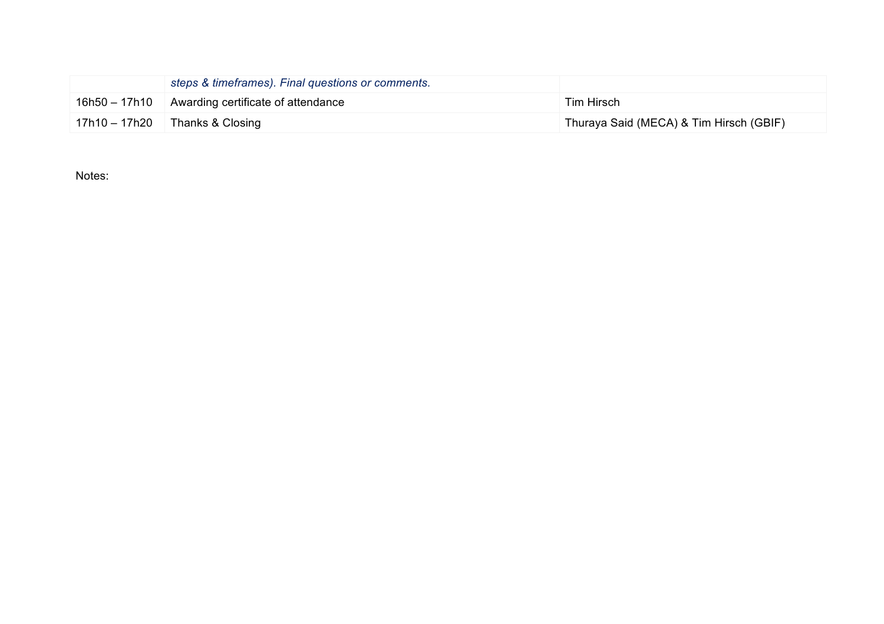| | | |
|---|---|---|
| | *steps & timeframes). Final questions or comments.* | |
| 16h50 – 17h10 | Awarding certificate of attendance | Tim Hirsch |
| 17h10 – 17h20 | Thanks & Closing | Thuraya Said (MECA) & Tim Hirsch (GBIF) |

Notes: